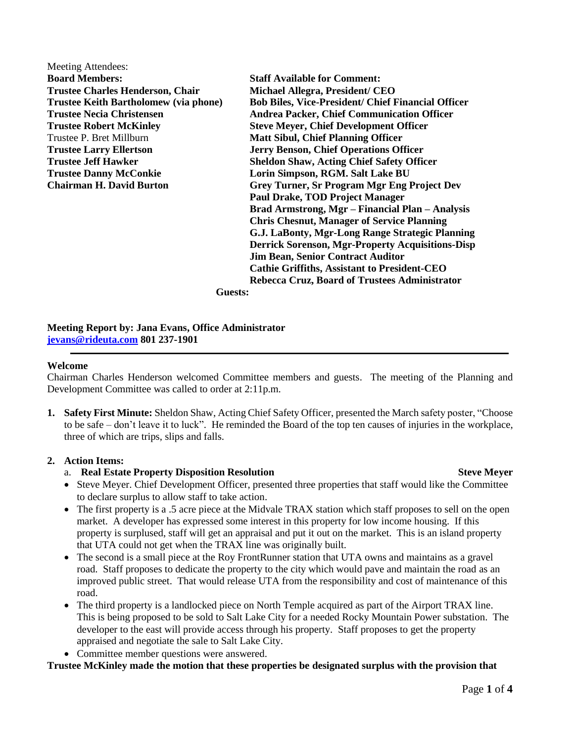Meeting Attendees:

| **Board Members:** | **Staff Available for Comment:** |
| --- | --- |
| **Trustee Charles Henderson, Chair** | **Michael Allegra, President/ CEO** |
| **Trustee Keith Bartholomew (via phone)** | **Bob Biles, Vice-President/ Chief Financial Officer** |
| **Trustee Necia Christensen** | **Andrea Packer, Chief Communication Officer** |
| **Trustee Robert McKinley** | **Steve Meyer, Chief Development Officer** |
| Trustee P. Bret Millburn | **Matt Sibul, Chief Planning Officer** |
| **Trustee Larry Ellertson** | **Jerry Benson, Chief Operations Officer** |
| **Trustee Jeff Hawker** | **Sheldon Shaw, Acting Chief Safety Officer** |
| **Trustee Danny McConkie** | **Lorin Simpson, RGM. Salt Lake BU** |
| **Chairman H. David Burton** | **Grey Turner, Sr Program Mgr Eng Project Dev** |
| | **Paul Drake, TOD Project Manager** |
| | **Brad Armstrong, Mgr – Financial Plan – Analysis** |
| | **Chris Chesnut, Manager of Service Planning** |
| | **G.J. LaBonty, Mgr-Long Range Strategic Planning** |
| | **Derrick Sorenson, Mgr-Property Acquisitions-Disp** |
| | **Jim Bean, Senior Contract Auditor** |
| | **Cathie Griffiths, Assistant to President-CEO** |
| | **Rebecca Cruz, Board of Trustees Administrator** |

**Guests:**

**Meeting Report by: Jana Evans, Office Administrator**
**[jevans@rideuta.com](mailto:jevans@rideuta.com) 801 237-1901**

---

**Welcome**

Chairman Charles Henderson welcomed Committee members and guests. The meeting of the Planning and Development Committee was called to order at 2:11p.m.

1. **Safety First Minute:** Sheldon Shaw, Acting Chief Safety Officer, presented the March safety poster, "Choose to be safe – don't leave it to luck". He reminded the Board of the top ten causes of injuries in the workplace, three of which are trips, slips and falls.

2. **Action Items:**

   a. **Real Estate Property Disposition Resolution** — **Steve Meyer**

   - Steve Meyer. Chief Development Officer, presented three properties that staff would like the Committee to declare surplus to allow staff to take action.
   - The first property is a .5 acre piece at the Midvale TRAX station which staff proposes to sell on the open market. A developer has expressed some interest in this property for low income housing. If this property is surplused, staff will get an appraisal and put it out on the market. This is an island property that UTA could not get when the TRAX line was originally built.
   - The second is a small piece at the Roy FrontRunner station that UTA owns and maintains as a gravel road. Staff proposes to dedicate the property to the city which would pave and maintain the road as an improved public street. That would release UTA from the responsibility and cost of maintenance of this road.
   - The third property is a landlocked piece on North Temple acquired as part of the Airport TRAX line. This is being proposed to be sold to Salt Lake City for a needed Rocky Mountain Power substation. The developer to the east will provide access through his property. Staff proposes to get the property appraised and negotiate the sale to Salt Lake City.
   - Committee member questions were answered.

**Trustee McKinley made the motion that these properties be designated surplus with the provision that**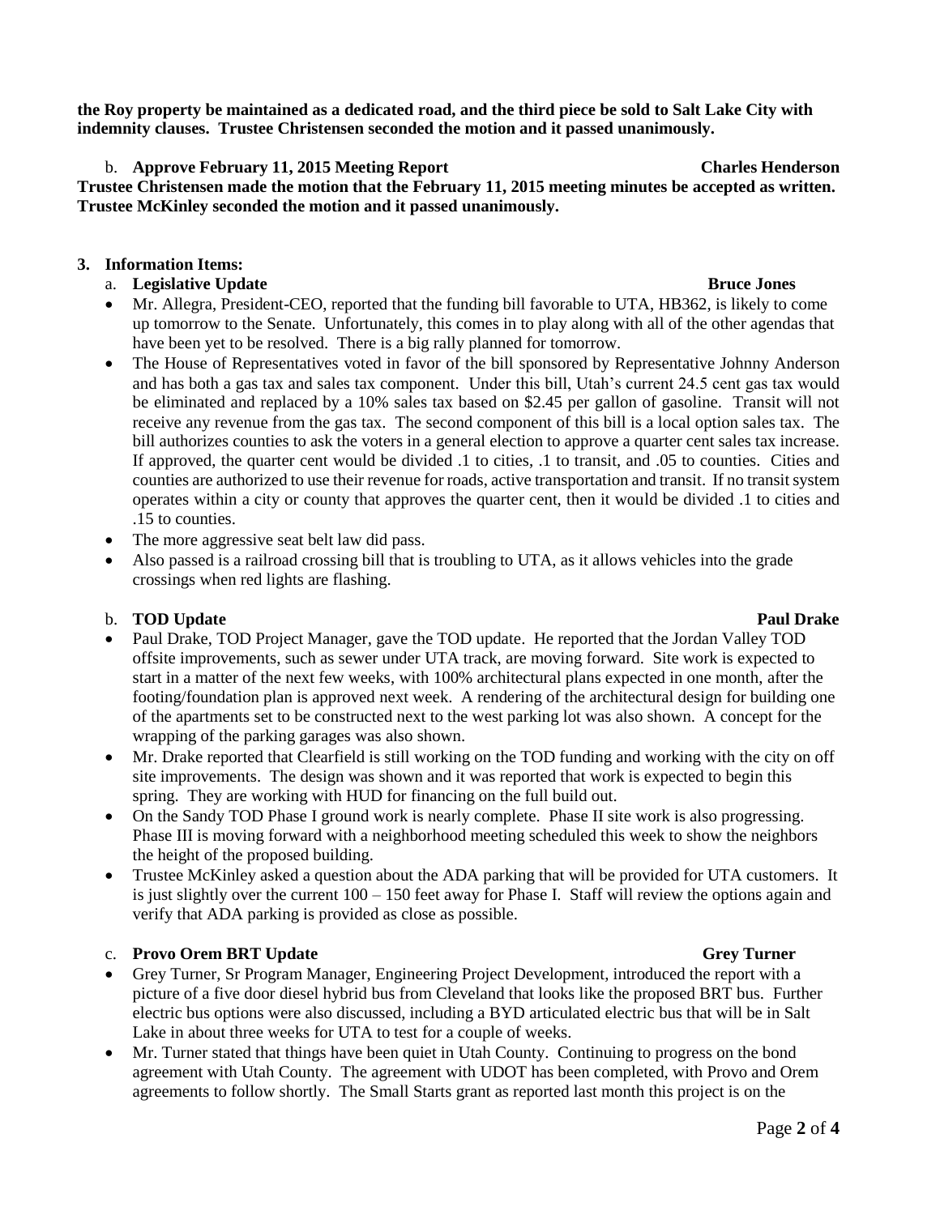**the Roy property be maintained as a dedicated road, and the third piece be sold to Salt Lake City with indemnity clauses. Trustee Christensen seconded the motion and it passed unanimously.**

b. **Approve February 11, 2015 Meeting Report** **Charles Henderson**

**Trustee Christensen made the motion that the February 11, 2015 meeting minutes be accepted as written. Trustee McKinley seconded the motion and it passed unanimously.**

**3. Information Items:**

a. **Legislative Update** **Bruce Jones**

- Mr. Allegra, President-CEO, reported that the funding bill favorable to UTA, HB362, is likely to come up tomorrow to the Senate. Unfortunately, this comes in to play along with all of the other agendas that have been yet to be resolved. There is a big rally planned for tomorrow.
- The House of Representatives voted in favor of the bill sponsored by Representative Johnny Anderson and has both a gas tax and sales tax component. Under this bill, Utah's current 24.5 cent gas tax would be eliminated and replaced by a 10% sales tax based on $2.45 per gallon of gasoline. Transit will not receive any revenue from the gas tax. The second component of this bill is a local option sales tax. The bill authorizes counties to ask the voters in a general election to approve a quarter cent sales tax increase. If approved, the quarter cent would be divided .1 to cities, .1 to transit, and .05 to counties. Cities and counties are authorized to use their revenue for roads, active transportation and transit. If no transit system operates within a city or county that approves the quarter cent, then it would be divided .1 to cities and .15 to counties.
- The more aggressive seat belt law did pass.
- Also passed is a railroad crossing bill that is troubling to UTA, as it allows vehicles into the grade crossings when red lights are flashing.

b. **TOD Update** **Paul Drake**

- Paul Drake, TOD Project Manager, gave the TOD update. He reported that the Jordan Valley TOD offsite improvements, such as sewer under UTA track, are moving forward. Site work is expected to start in a matter of the next few weeks, with 100% architectural plans expected in one month, after the footing/foundation plan is approved next week. A rendering of the architectural design for building one of the apartments set to be constructed next to the west parking lot was also shown. A concept for the wrapping of the parking garages was also shown.
- Mr. Drake reported that Clearfield is still working on the TOD funding and working with the city on off site improvements. The design was shown and it was reported that work is expected to begin this spring. They are working with HUD for financing on the full build out.
- On the Sandy TOD Phase I ground work is nearly complete. Phase II site work is also progressing. Phase III is moving forward with a neighborhood meeting scheduled this week to show the neighbors the height of the proposed building.
- Trustee McKinley asked a question about the ADA parking that will be provided for UTA customers. It is just slightly over the current 100 – 150 feet away for Phase I. Staff will review the options again and verify that ADA parking is provided as close as possible.

c. **Provo Orem BRT Update** **Grey Turner**

- Grey Turner, Sr Program Manager, Engineering Project Development, introduced the report with a picture of a five door diesel hybrid bus from Cleveland that looks like the proposed BRT bus. Further electric bus options were also discussed, including a BYD articulated electric bus that will be in Salt Lake in about three weeks for UTA to test for a couple of weeks.
- Mr. Turner stated that things have been quiet in Utah County. Continuing to progress on the bond agreement with Utah County. The agreement with UDOT has been completed, with Provo and Orem agreements to follow shortly. The Small Starts grant as reported last month this project is on the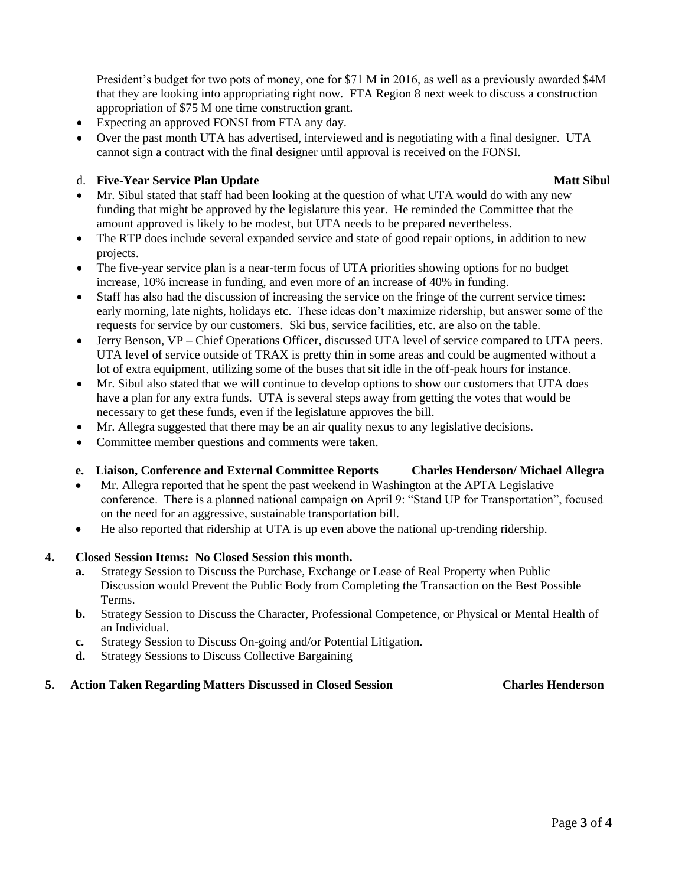President's budget for two pots of money, one for $71 M in 2016, as well as a previously awarded $4M that they are looking into appropriating right now. FTA Region 8 next week to discuss a construction appropriation of $75 M one time construction grant.

- Expecting an approved FONSI from FTA any day.
- Over the past month UTA has advertised, interviewed and is negotiating with a final designer. UTA cannot sign a contract with the final designer until approval is received on the FONSI.

d. **Five-Year Service Plan Update** **Matt Sibul**

- Mr. Sibul stated that staff had been looking at the question of what UTA would do with any new funding that might be approved by the legislature this year. He reminded the Committee that the amount approved is likely to be modest, but UTA needs to be prepared nevertheless.
- The RTP does include several expanded service and state of good repair options, in addition to new projects.
- The five-year service plan is a near-term focus of UTA priorities showing options for no budget increase, 10% increase in funding, and even more of an increase of 40% in funding.
- Staff has also had the discussion of increasing the service on the fringe of the current service times: early morning, late nights, holidays etc. These ideas don't maximize ridership, but answer some of the requests for service by our customers. Ski bus, service facilities, etc. are also on the table.
- Jerry Benson, VP – Chief Operations Officer, discussed UTA level of service compared to UTA peers. UTA level of service outside of TRAX is pretty thin in some areas and could be augmented without a lot of extra equipment, utilizing some of the buses that sit idle in the off-peak hours for instance.
- Mr. Sibul also stated that we will continue to develop options to show our customers that UTA does have a plan for any extra funds. UTA is several steps away from getting the votes that would be necessary to get these funds, even if the legislature approves the bill.
- Mr. Allegra suggested that there may be an air quality nexus to any legislative decisions.
- Committee member questions and comments were taken.

**e. Liaison, Conference and External Committee Reports** **Charles Henderson/ Michael Allegra**

- Mr. Allegra reported that he spent the past weekend in Washington at the APTA Legislative conference. There is a planned national campaign on April 9: "Stand UP for Transportation", focused on the need for an aggressive, sustainable transportation bill.
- He also reported that ridership at UTA is up even above the national up-trending ridership.

**4. Closed Session Items: No Closed Session this month.**

**a.** Strategy Session to Discuss the Purchase, Exchange or Lease of Real Property when Public Discussion would Prevent the Public Body from Completing the Transaction on the Best Possible Terms.

**b.** Strategy Session to Discuss the Character, Professional Competence, or Physical or Mental Health of an Individual.

**c.** Strategy Session to Discuss On-going and/or Potential Litigation.

**d.** Strategy Sessions to Discuss Collective Bargaining

**5. Action Taken Regarding Matters Discussed in Closed Session** **Charles Henderson**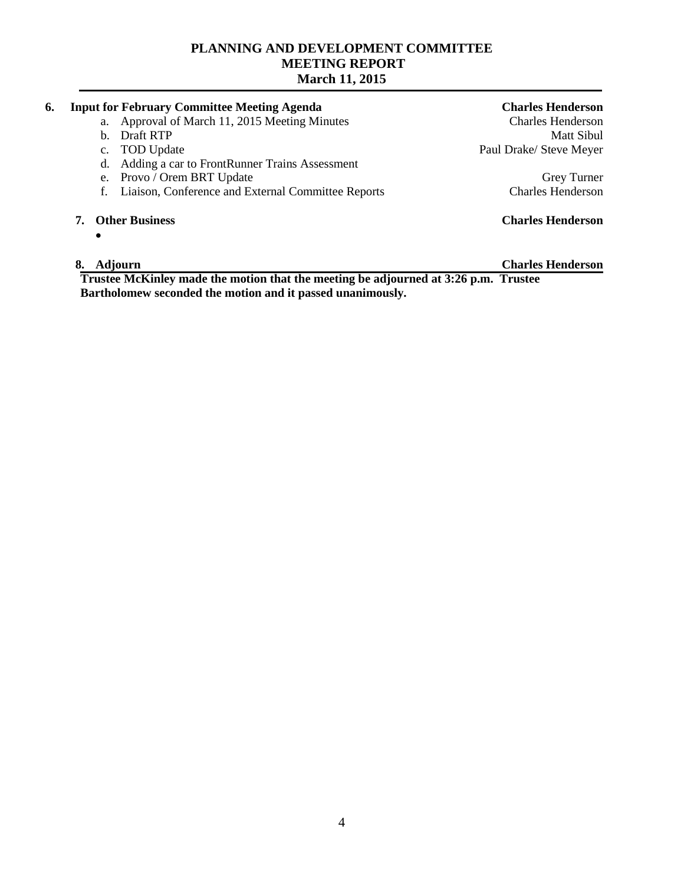**PLANNING AND DEVELOPMENT COMMITTEE**
**MEETING REPORT**
**March 11, 2015**

**6. Input for February Committee Meeting Agenda** — **Charles Henderson**

a. Approval of March 11, 2015 Meeting Minutes — Charles Henderson
b. Draft RTP — Matt Sibul
c. TOD Update — Paul Drake/ Steve Meyer
d. Adding a car to FrontRunner Trains Assessment
e. Provo / Orem BRT Update — Grey Turner
f. Liaison, Conference and External Committee Reports — Charles Henderson

**7. Other Business** — **Charles Henderson**

-

**8. Adjourn** — **Charles Henderson**

**Trustee McKinley made the motion that the meeting be adjourned at 3:26 p.m. Trustee Bartholomew seconded the motion and it passed unanimously.**